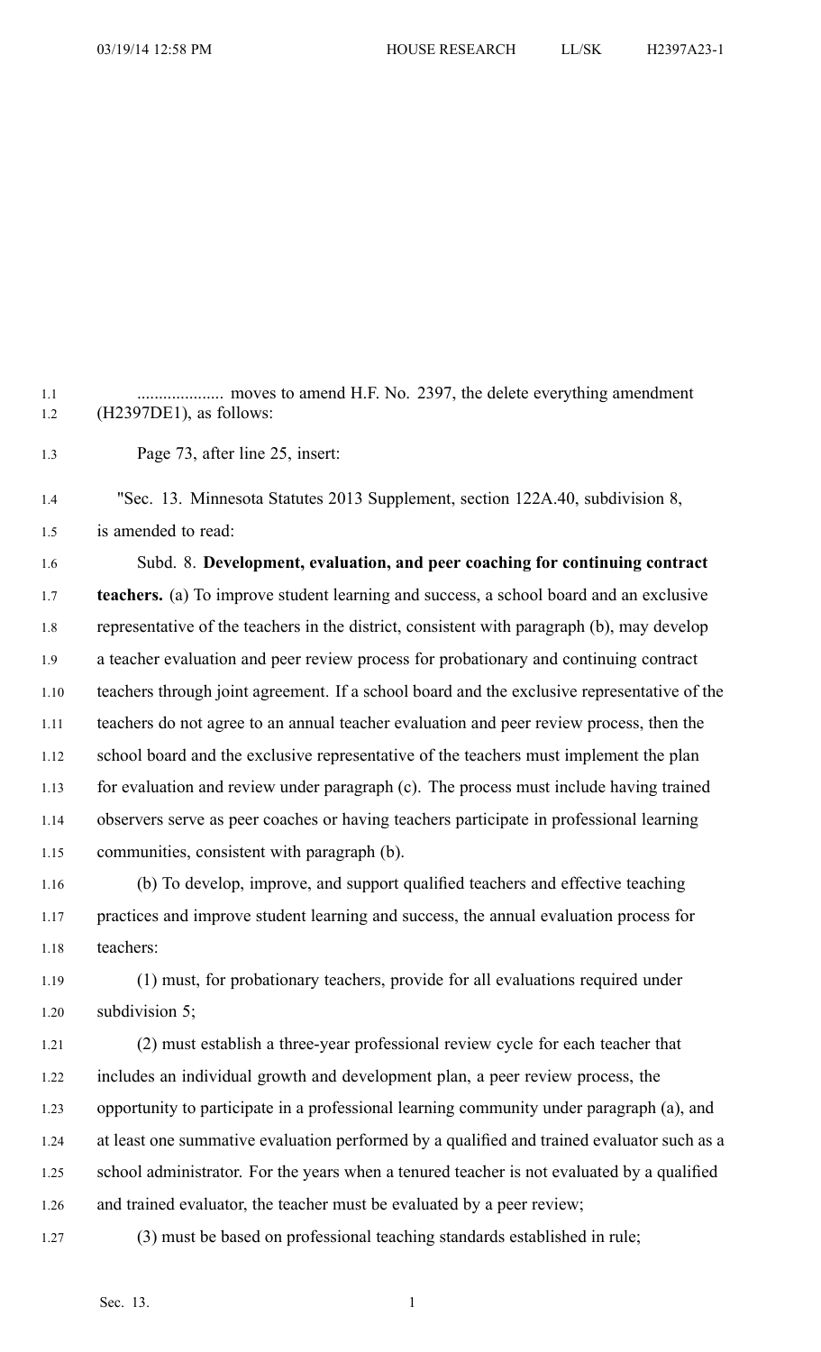.................... moves to amend H.F. No. 2397, the delete everything amendment (H2397DE1), as follows:

Page 73, after line 25, insert:

"Sec. 13. Minnesota Statutes 2013 Supplement, section 122A.40, subdivision 8, is amended to read:

Subd. 8. **Development, evaluation, and peer coaching for continuing contract teachers.** (a) To improve student learning and success, a school board and an exclusive representative of the teachers in the district, consistent with paragraph (b), may develop a teacher evaluation and peer review process for probationary and continuing contract teachers through joint agreement. If a school board and the exclusive representative of the teachers do not agree to an annual teacher evaluation and peer review process, then the school board and the exclusive representative of the teachers must implement the plan for evaluation and review under paragraph (c). The process must include having trained observers serve as peer coaches or having teachers participate in professional learning communities, consistent with paragraph (b).

(b) To develop, improve, and support qualified teachers and effective teaching practices and improve student learning and success, the annual evaluation process for teachers:

(1) must, for probationary teachers, provide for all evaluations required under subdivision 5;

(2) must establish a three-year professional review cycle for each teacher that includes an individual growth and development plan, a peer review process, the opportunity to participate in a professional learning community under paragraph (a), and at least one summative evaluation performed by a qualified and trained evaluator such as a school administrator. For the years when a tenured teacher is not evaluated by a qualified and trained evaluator, the teacher must be evaluated by a peer review;

(3) must be based on professional teaching standards established in rule;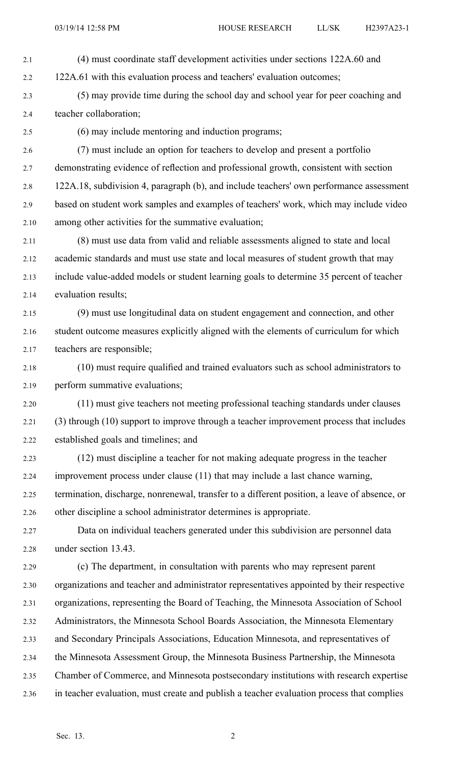(4) must coordinate staff development activities under sections 122A.60 and 122A.61 with this evaluation process and teachers' evaluation outcomes;

(5) may provide time during the school day and school year for peer coaching and teacher collaboration;

(6) may include mentoring and induction programs;

(7) must include an option for teachers to develop and present a portfolio demonstrating evidence of reflection and professional growth, consistent with section 122A.18, subdivision 4, paragraph (b), and include teachers' own performance assessment based on student work samples and examples of teachers' work, which may include video among other activities for the summative evaluation;

(8) must use data from valid and reliable assessments aligned to state and local academic standards and must use state and local measures of student growth that may include value-added models or student learning goals to determine 35 percent of teacher evaluation results;

(9) must use longitudinal data on student engagement and connection, and other student outcome measures explicitly aligned with the elements of curriculum for which teachers are responsible;

(10) must require qualified and trained evaluators such as school administrators to perform summative evaluations;

(11) must give teachers not meeting professional teaching standards under clauses (3) through (10) support to improve through a teacher improvement process that includes established goals and timelines; and

(12) must discipline a teacher for not making adequate progress in the teacher improvement process under clause (11) that may include a last chance warning, termination, discharge, nonrenewal, transfer to a different position, a leave of absence, or other discipline a school administrator determines is appropriate.

Data on individual teachers generated under this subdivision are personnel data under section 13.43.

(c) The department, in consultation with parents who may represent parent organizations and teacher and administrator representatives appointed by their respective organizations, representing the Board of Teaching, the Minnesota Association of School Administrators, the Minnesota School Boards Association, the Minnesota Elementary and Secondary Principals Associations, Education Minnesota, and representatives of the Minnesota Assessment Group, the Minnesota Business Partnership, the Minnesota Chamber of Commerce, and Minnesota postsecondary institutions with research expertise in teacher evaluation, must create and publish a teacher evaluation process that complies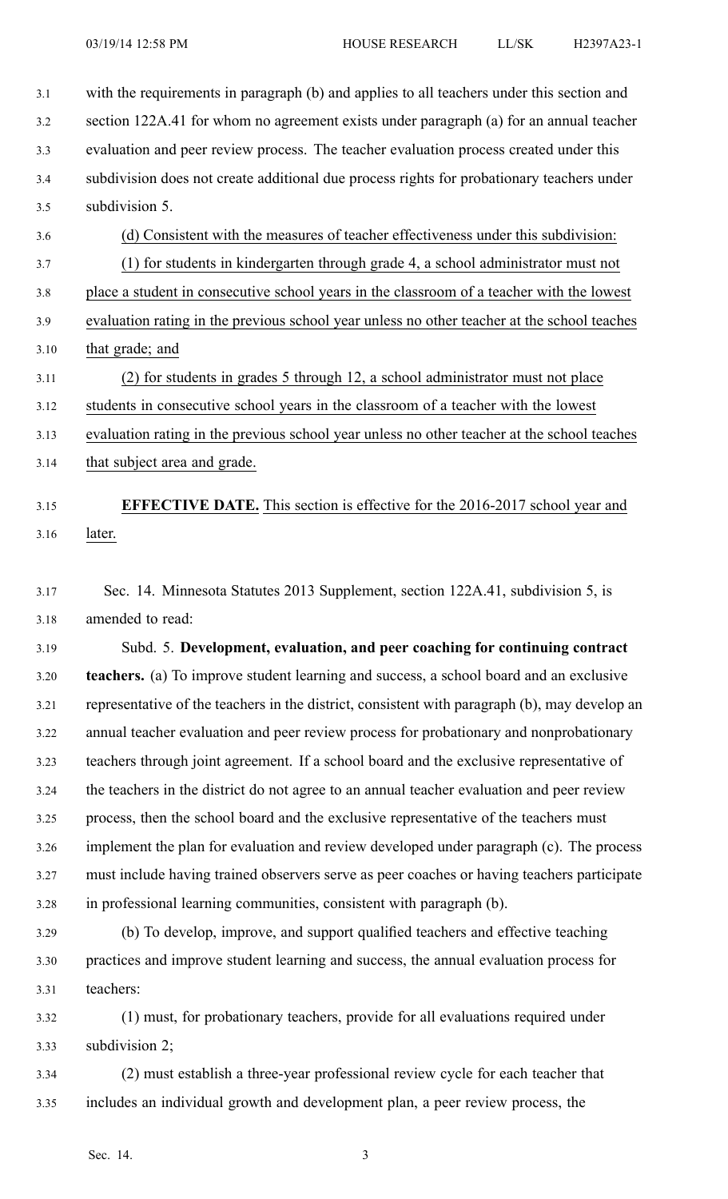with the requirements in paragraph (b) and applies to all teachers under this section and section 122A.41 for whom no agreement exists under paragraph (a) for an annual teacher evaluation and peer review process. The teacher evaluation process created under this subdivision does not create additional due process rights for probationary teachers under subdivision 5.

(d) Consistent with the measures of teacher effectiveness under this subdivision:

(1) for students in kindergarten through grade 4, a school administrator must not place a student in consecutive school years in the classroom of a teacher with the lowest evaluation rating in the previous school year unless no other teacher at the school teaches that grade; and

(2) for students in grades 5 through 12, a school administrator must not place students in consecutive school years in the classroom of a teacher with the lowest evaluation rating in the previous school year unless no other teacher at the school teaches that subject area and grade.

**EFFECTIVE DATE.** This section is effective for the 2016-2017 school year and later.

Sec. 14. Minnesota Statutes 2013 Supplement, section 122A.41, subdivision 5, is amended to read:

Subd. 5. **Development, evaluation, and peer coaching for continuing contract teachers.** (a) To improve student learning and success, a school board and an exclusive representative of the teachers in the district, consistent with paragraph (b), may develop an annual teacher evaluation and peer review process for probationary and nonprobationary teachers through joint agreement. If a school board and the exclusive representative of the teachers in the district do not agree to an annual teacher evaluation and peer review process, then the school board and the exclusive representative of the teachers must implement the plan for evaluation and review developed under paragraph (c). The process must include having trained observers serve as peer coaches or having teachers participate in professional learning communities, consistent with paragraph (b).

(b) To develop, improve, and support qualified teachers and effective teaching practices and improve student learning and success, the annual evaluation process for teachers:

(1) must, for probationary teachers, provide for all evaluations required under subdivision 2;

(2) must establish a three-year professional review cycle for each teacher that includes an individual growth and development plan, a peer review process, the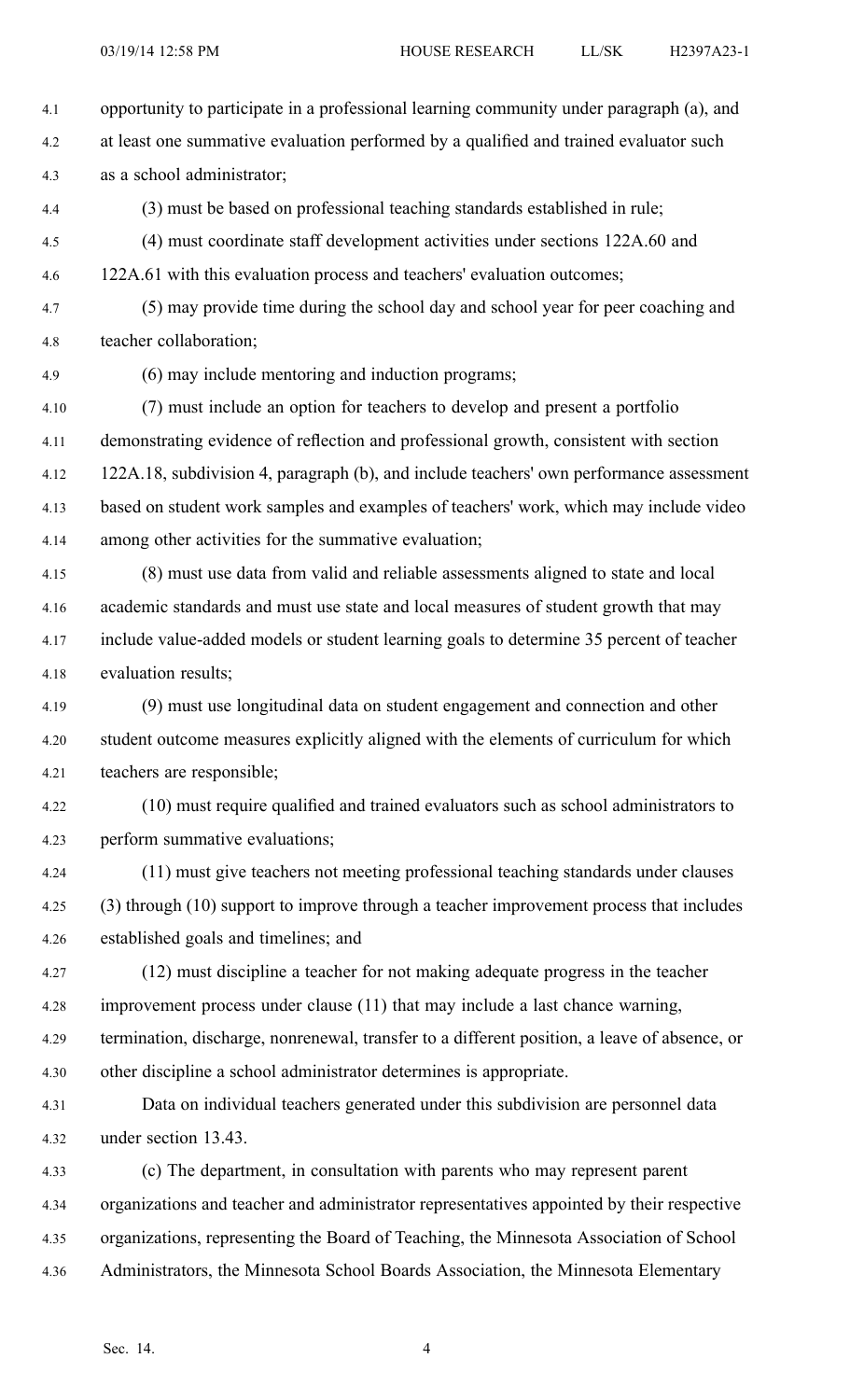opportunity to participate in a professional learning community under paragraph (a), and at least one summative evaluation performed by a qualified and trained evaluator such as a school administrator;

(3) must be based on professional teaching standards established in rule;

(4) must coordinate staff development activities under sections 122A.60 and 122A.61 with this evaluation process and teachers' evaluation outcomes;

(5) may provide time during the school day and school year for peer coaching and teacher collaboration;

(6) may include mentoring and induction programs;

(7) must include an option for teachers to develop and present a portfolio demonstrating evidence of reflection and professional growth, consistent with section 122A.18, subdivision 4, paragraph (b), and include teachers' own performance assessment based on student work samples and examples of teachers' work, which may include video among other activities for the summative evaluation;

(8) must use data from valid and reliable assessments aligned to state and local academic standards and must use state and local measures of student growth that may include value-added models or student learning goals to determine 35 percent of teacher evaluation results;

(9) must use longitudinal data on student engagement and connection and other student outcome measures explicitly aligned with the elements of curriculum for which teachers are responsible;

(10) must require qualified and trained evaluators such as school administrators to perform summative evaluations;

(11) must give teachers not meeting professional teaching standards under clauses (3) through (10) support to improve through a teacher improvement process that includes established goals and timelines; and

(12) must discipline a teacher for not making adequate progress in the teacher improvement process under clause (11) that may include a last chance warning, termination, discharge, nonrenewal, transfer to a different position, a leave of absence, or other discipline a school administrator determines is appropriate.

Data on individual teachers generated under this subdivision are personnel data under section 13.43.

(c) The department, in consultation with parents who may represent parent organizations and teacher and administrator representatives appointed by their respective organizations, representing the Board of Teaching, the Minnesota Association of School Administrators, the Minnesota School Boards Association, the Minnesota Elementary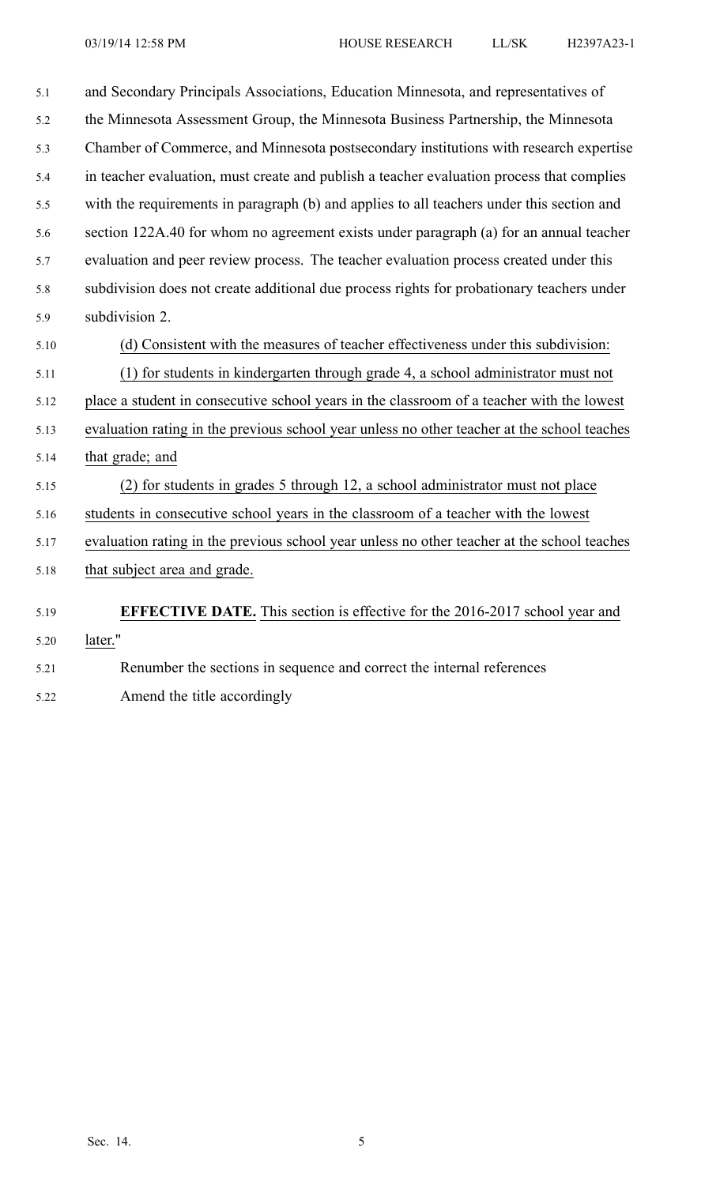and Secondary Principals Associations, Education Minnesota, and representatives of the Minnesota Assessment Group, the Minnesota Business Partnership, the Minnesota Chamber of Commerce, and Minnesota postsecondary institutions with research expertise in teacher evaluation, must create and publish a teacher evaluation process that complies with the requirements in paragraph (b) and applies to all teachers under this section and section 122A.40 for whom no agreement exists under paragraph (a) for an annual teacher evaluation and peer review process. The teacher evaluation process created under this subdivision does not create additional due process rights for probationary teachers under subdivision 2.

(d) Consistent with the measures of teacher effectiveness under this subdivision:

(1) for students in kindergarten through grade 4, a school administrator must not place a student in consecutive school years in the classroom of a teacher with the lowest evaluation rating in the previous school year unless no other teacher at the school teaches that grade; and

(2) for students in grades 5 through 12, a school administrator must not place students in consecutive school years in the classroom of a teacher with the lowest evaluation rating in the previous school year unless no other teacher at the school teaches that subject area and grade.

**EFFECTIVE DATE.** This section is effective for the 2016-2017 school year and later."

Renumber the sections in sequence and correct the internal references

Amend the title accordingly